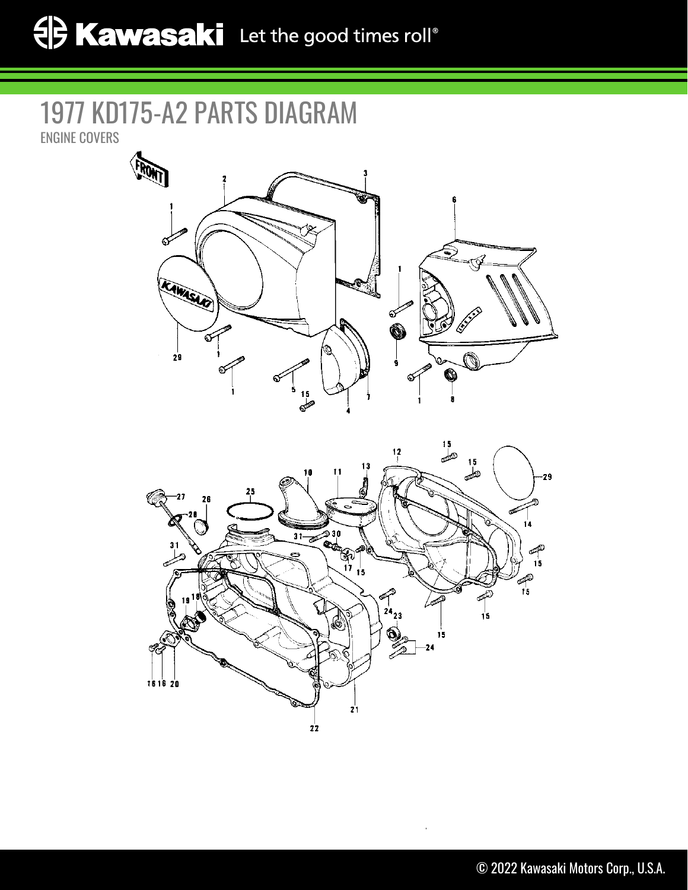# 1977 KD175-A2 PARTS DIAGRAM

ENGINE COVERS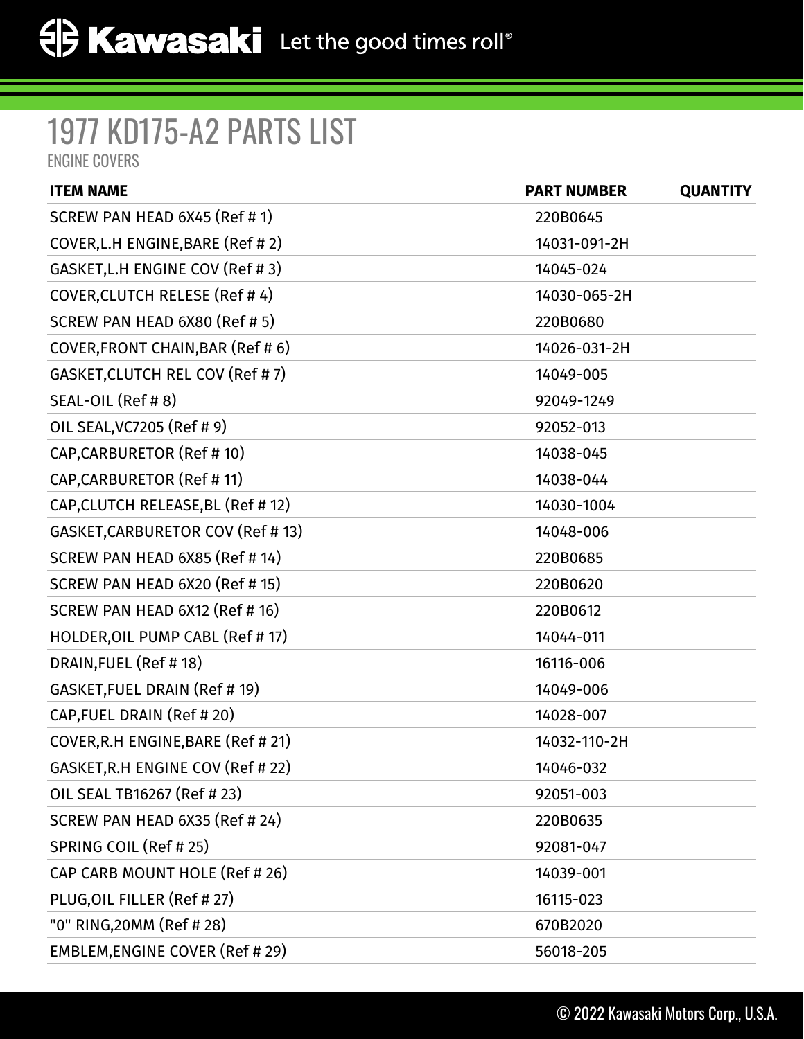# 1977 KD175-A2 PARTS LIST

ENGINE COVERS

| ITEM NAME | PART NUMBER | QUANTITY |
|---|---|---|
| SCREW PAN HEAD 6X45 (Ref # 1) | 220B0645 | |
| COVER,L.H ENGINE,BARE (Ref # 2) | 14031-091-2H | |
| GASKET,L.H ENGINE COV (Ref # 3) | 14045-024 | |
| COVER,CLUTCH RELESE (Ref # 4) | 14030-065-2H | |
| SCREW PAN HEAD 6X80 (Ref # 5) | 220B0680 | |
| COVER,FRONT CHAIN,BAR (Ref # 6) | 14026-031-2H | |
| GASKET,CLUTCH REL COV (Ref # 7) | 14049-005 | |
| SEAL-OIL (Ref # 8) | 92049-1249 | |
| OIL SEAL,VC7205 (Ref # 9) | 92052-013 | |
| CAP,CARBURETOR (Ref # 10) | 14038-045 | |
| CAP,CARBURETOR (Ref # 11) | 14038-044 | |
| CAP,CLUTCH RELEASE,BL (Ref # 12) | 14030-1004 | |
| GASKET,CARBURETOR COV (Ref # 13) | 14048-006 | |
| SCREW PAN HEAD 6X85 (Ref # 14) | 220B0685 | |
| SCREW PAN HEAD 6X20 (Ref # 15) | 220B0620 | |
| SCREW PAN HEAD 6X12 (Ref # 16) | 220B0612 | |
| HOLDER,OIL PUMP CABL (Ref # 17) | 14044-011 | |
| DRAIN,FUEL (Ref # 18) | 16116-006 | |
| GASKET,FUEL DRAIN (Ref # 19) | 14049-006 | |
| CAP,FUEL DRAIN (Ref # 20) | 14028-007 | |
| COVER,R.H ENGINE,BARE (Ref # 21) | 14032-110-2H | |
| GASKET,R.H ENGINE COV (Ref # 22) | 14046-032 | |
| OIL SEAL TB16267 (Ref # 23) | 92051-003 | |
| SCREW PAN HEAD 6X35 (Ref # 24) | 220B0635 | |
| SPRING COIL (Ref # 25) | 92081-047 | |
| CAP CARB MOUNT HOLE (Ref # 26) | 14039-001 | |
| PLUG,OIL FILLER (Ref # 27) | 16115-023 | |
| "0" RING,20MM (Ref # 28) | 670B2020 | |
| EMBLEM,ENGINE COVER (Ref # 29) | 56018-205 | |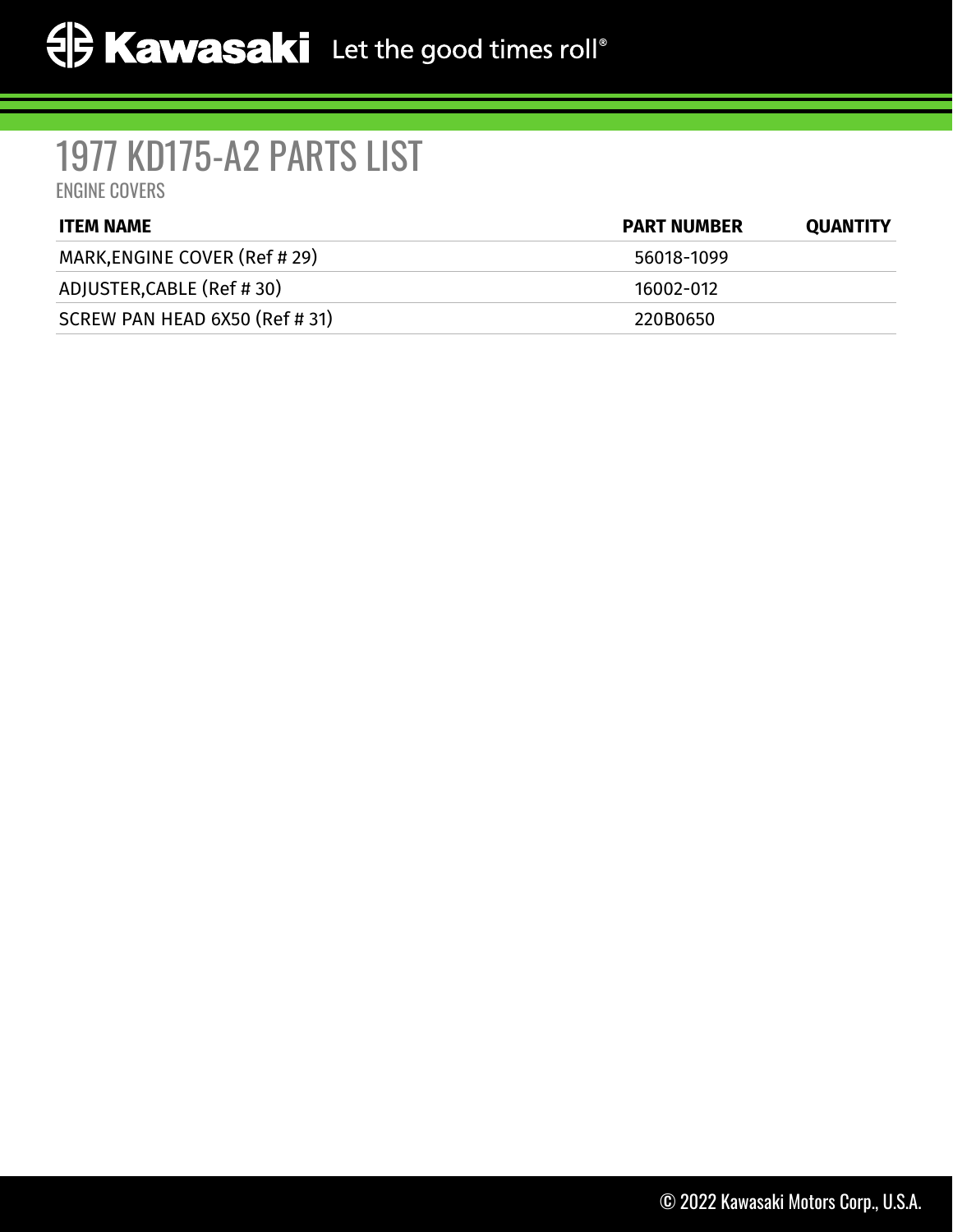# 1977 KD175-A2 PARTS LIST

ENGINE COVERS

| ITEM NAME | PART NUMBER | QUANTITY |
|---|---|---|
| MARK,ENGINE COVER (Ref # 29) | 56018-1099 | |
| ADJUSTER,CABLE (Ref # 30) | 16002-012 | |
| SCREW PAN HEAD 6X50 (Ref # 31) | 220B0650 | |